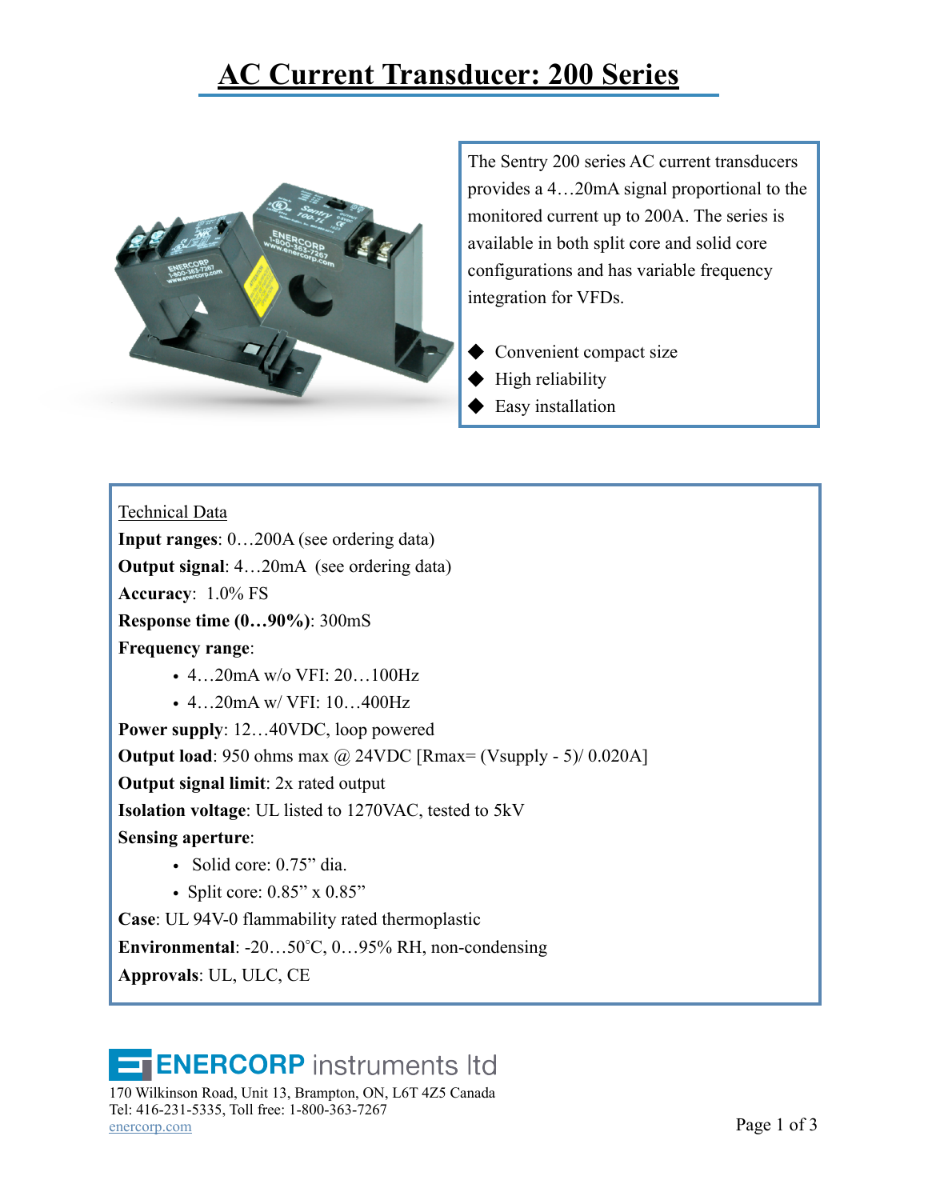# AC Current Transducer: 200 Series

The Sentry 200 series AC current transducers provides a 4…20mA signal proportional to the monitored current up to 200A. The series is available in both split core and solid core configurations and has variable frequency integration for VFDs.

- Convenient compact size
- High reliability
- Easy installation

Technical Data

**Input ranges**: 0…200A (see ordering data)

**Output signal**: 4…20mA (see ordering data)

**Accuracy**: 1.0% FS

**Response time (0…90%)**: 300mS

**Frequency range**:

- 4…20mA w/o VFI: 20…100Hz
- 4…20mA w/ VFI: 10…400Hz

**Power supply**: 12…40VDC, loop powered

**Output load**: 950 ohms max @ 24VDC [Rmax= (Vsupply - 5)/ 0.020A]

**Output signal limit**: 2x rated output

**Isolation voltage**: UL listed to 1270VAC, tested to 5kV

**Sensing aperture**:

- Solid core: 0.75" dia.
- Split core: 0.85" x 0.85"

**Case**: UL 94V-0 flammability rated thermoplastic

**Environmental**: -20…50˚C, 0…95% RH, non-condensing

**Approvals**: UL, ULC, CE

ENERCORP instruments ltd
170 Wilkinson Road, Unit 13, Brampton, ON, L6T 4Z5 Canada
Tel: 416-231-5335, Toll free: 1-800-363-7267
enercorp.com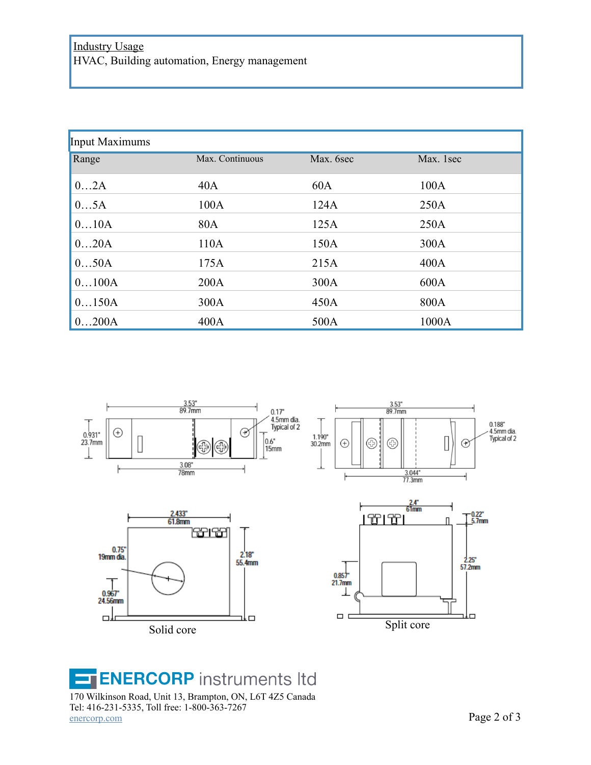Industry Usage
HVAC, Building automation, Energy management

| Input Maximums | | | |
|---|---|---|---|
| Range | Max. Continuous | Max. 6sec | Max. 1sec |
| 0…2A | 40A | 60A | 100A |
| 0…5A | 100A | 124A | 250A |
| 0…10A | 80A | 125A | 250A |
| 0…20A | 110A | 150A | 300A |
| 0…50A | 175A | 215A | 400A |
| 0…100A | 200A | 300A | 600A |
| 0…150A | 300A | 450A | 800A |
| 0…200A | 400A | 500A | 1000A |

3.53" 89.7mm
0.17" 4.5mm dia. Typical of 2
0.931" 23.7mm
0.6" 15mm
3.08" 78mm

3.53" 89.7mm
0.188" 4.5mm dia. Typical of 2
1.190" 30.2mm
3.044" 77.3mm

2.433" 61.8mm
0.75" 19mm dia.
2.18" 55.4mm
0.967" 24.56mm

Solid core

2.4" 61mm
0.22" 5.7mm
2.25" 57.2mm
0.857" 21.7mm

Split core

ENERCORP instruments ltd
170 Wilkinson Road, Unit 13, Brampton, ON, L6T 4Z5 Canada
Tel: 416-231-5335, Toll free: 1-800-363-7267
enercorp.com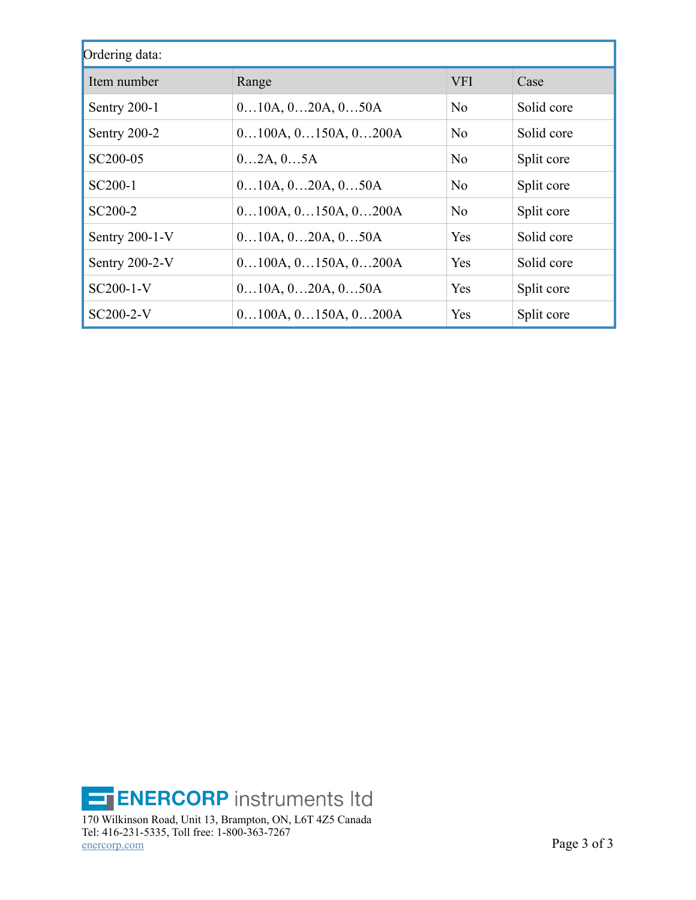Ordering data:

| Item number | Range | VFI | Case |
|---|---|---|---|
| Sentry 200-1 | 0…10A, 0…20A, 0…50A | No | Solid core |
| Sentry 200-2 | 0…100A, 0…150A, 0…200A | No | Solid core |
| SC200-05 | 0…2A, 0…5A | No | Split core |
| SC200-1 | 0…10A, 0…20A, 0…50A | No | Split core |
| SC200-2 | 0…100A, 0…150A, 0…200A | No | Split core |
| Sentry 200-1-V | 0…10A, 0…20A, 0…50A | Yes | Solid core |
| Sentry 200-2-V | 0…100A, 0…150A, 0…200A | Yes | Solid core |
| SC200-1-V | 0…10A, 0…20A, 0…50A | Yes | Split core |
| SC200-2-V | 0…100A, 0…150A, 0…200A | Yes | Split core |

ENERCORP instruments ltd

170 Wilkinson Road, Unit 13, Brampton, ON, L6T 4Z5 Canada
Tel: 416-231-5335, Toll free: 1-800-363-7267
enercorp.com